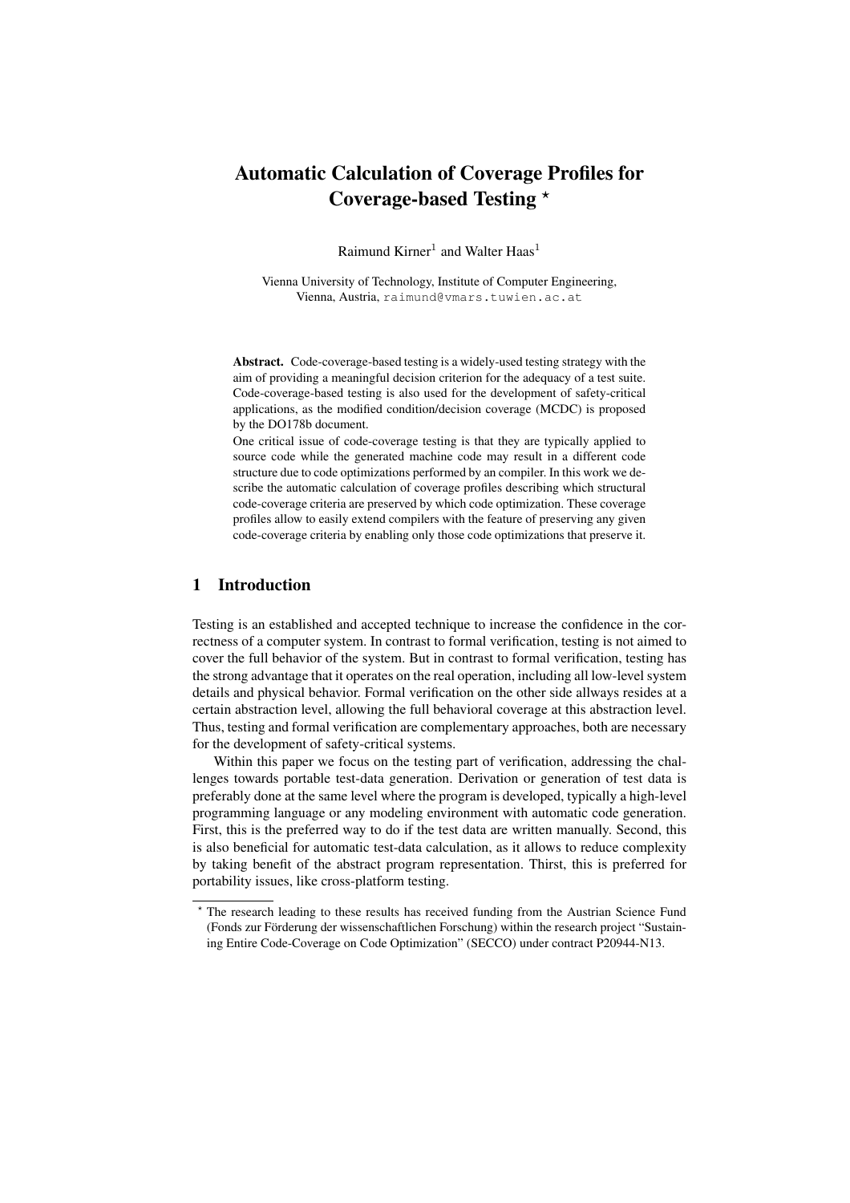# Automatic Calculation of Coverage Profiles for Coverage-based Testing *

Raimund Kirner[1] and Walter Haas[1]

Vienna University of Technology, Institute of Computer Engineering,
Vienna, Austria, raimund@vmars.tuwien.ac.at

**Abstract.** Code-coverage-based testing is a widely-used testing strategy with the aim of providing a meaningful decision criterion for the adequacy of a test suite. Code-coverage-based testing is also used for the development of safety-critical applications, as the modified condition/decision coverage (MCDC) is proposed by the DO178b document.

One critical issue of code-coverage testing is that they are typically applied to source code while the generated machine code may result in a different code structure due to code optimizations performed by an compiler. In this work we describe the automatic calculation of coverage profiles describing which structural code-coverage criteria are preserved by which code optimization. These coverage profiles allow to easily extend compilers with the feature of preserving any given code-coverage criteria by enabling only those code optimizations that preserve it.

## 1 Introduction

Testing is an established and accepted technique to increase the confidence in the correctness of a computer system. In contrast to formal verification, testing is not aimed to cover the full behavior of the system. But in contrast to formal verification, testing has the strong advantage that it operates on the real operation, including all low-level system details and physical behavior. Formal verification on the other side allways resides at a certain abstraction level, allowing the full behavioral coverage at this abstraction level. Thus, testing and formal verification are complementary approaches, both are necessary for the development of safety-critical systems.

Within this paper we focus on the testing part of verification, addressing the challenges towards portable test-data generation. Derivation or generation of test data is preferably done at the same level where the program is developed, typically a high-level programming language or any modeling environment with automatic code generation. First, this is the preferred way to do if the test data are written manually. Second, this is also beneficial for automatic test-data calculation, as it allows to reduce complexity by taking benefit of the abstract program representation. Thirst, this is preferred for portability issues, like cross-platform testing.

* The research leading to these results has received funding from the Austrian Science Fund (Fonds zur Förderung der wissenschaftlichen Forschung) within the research project "Sustaining Entire Code-Coverage on Code Optimization" (SECCO) under contract P20944-N13.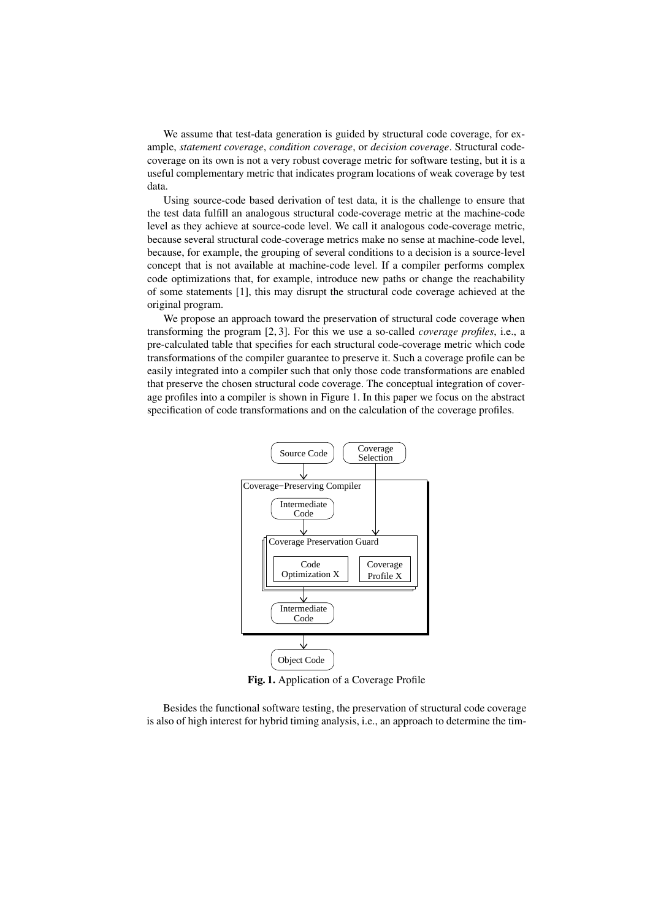We assume that test-data generation is guided by structural code coverage, for example, *statement coverage*, *condition coverage*, or *decision coverage*. Structural code-coverage on its own is not a very robust coverage metric for software testing, but it is a useful complementary metric that indicates program locations of weak coverage by test data.

Using source-code based derivation of test data, it is the challenge to ensure that the test data fulfill an analogous structural code-coverage metric at the machine-code level as they achieve at source-code level. We call it analogous code-coverage metric, because several structural code-coverage metrics make no sense at machine-code level, because, for example, the grouping of several conditions to a decision is a source-level concept that is not available at machine-code level. If a compiler performs complex code optimizations that, for example, introduce new paths or change the reachability of some statements [1], this may disrupt the structural code coverage achieved at the original program.

We propose an approach toward the preservation of structural code coverage when transforming the program [2, 3]. For this we use a so-called *coverage profiles*, i.e., a pre-calculated table that specifies for each structural code-coverage metric which code transformations of the compiler guarantee to preserve it. Such a coverage profile can be easily integrated into a compiler such that only those code transformations are enabled that preserve the chosen structural code coverage. The conceptual integration of coverage profiles into a compiler is shown in Figure 1. In this paper we focus on the abstract specification of code transformations and on the calculation of the coverage profiles.

**Fig. 1.** Application of a Coverage Profile

Besides the functional software testing, the preservation of structural code coverage is also of high interest for hybrid timing analysis, i.e., an approach to determine the tim-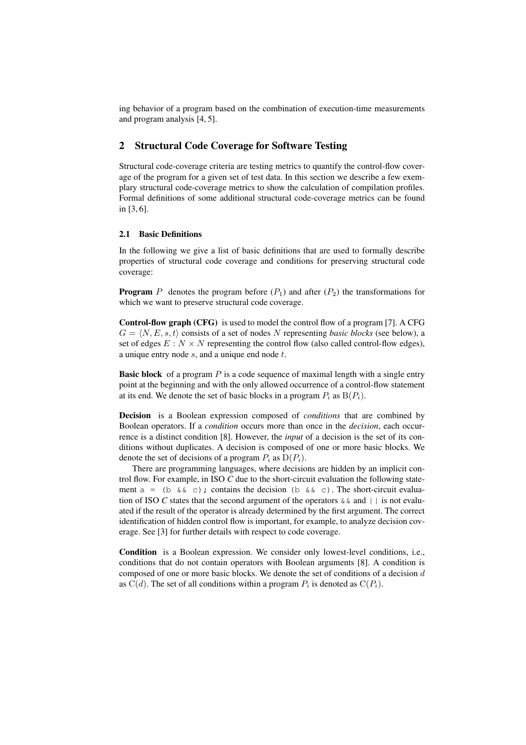ing behavior of a program based on the combination of execution-time measurements and program analysis [4, 5].

## 2 Structural Code Coverage for Software Testing

Structural code-coverage criteria are testing metrics to quantify the control-flow coverage of the program for a given set of test data. In this section we describe a few exemplary structural code-coverage metrics to show the calculation of compilation profiles. Formal definitions of some additional structural code-coverage metrics can be found in [3, 6].

### 2.1 Basic Definitions

In the following we give a list of basic definitions that are used to formally describe properties of structural code coverage and conditions for preserving structural code coverage:

**Program** $P$ denotes the program before ($P_1$) and after ($P_2$) the transformations for which we want to preserve structural code coverage.

**Control-flow graph (CFG)** is used to model the control flow of a program [7]. A CFG $G = \langle N, E, s, t \rangle$ consists of a set of nodes $N$ representing *basic blocks* (see below), a set of edges $E : N \times N$ representing the control flow (also called control-flow edges), a unique entry node $s$, and a unique end node $t$.

**Basic block** of a program $P$ is a code sequence of maximal length with a single entry point at the beginning and with the only allowed occurrence of a control-flow statement at its end. We denote the set of basic blocks in a program $P_i$ as $\mathrm{B}(P_i)$.

**Decision** is a Boolean expression composed of *conditions* that are combined by Boolean operators. If a *condition* occurs more than once in the *decision*, each occurrence is a distinct condition [8]. However, the *input* of a decision is the set of its conditions without duplicates. A decision is composed of one or more basic blocks. We denote the set of decisions of a program $P_i$ as $\mathrm{D}(P_i)$.

There are programming languages, where decisions are hidden by an implicit control flow. For example, in ISO *C* due to the short-circuit evaluation the following statement `a = (b && c);` contains the decision `(b && c)`. The short-circuit evaluation of ISO *C* states that the second argument of the operators `&&` and `||` is not evaluated if the result of the operator is already determined by the first argument. The correct identification of hidden control flow is important, for example, to analyze decision coverage. See [3] for further details with respect to code coverage.

**Condition** is a Boolean expression. We consider only lowest-level conditions, i.e., conditions that do not contain operators with Boolean arguments [8]. A condition is composed of one or more basic blocks. We denote the set of conditions of a decision $d$ as $\mathrm{C}(d)$. The set of all conditions within a program $P_i$ is denoted as $\mathrm{C}(P_i)$.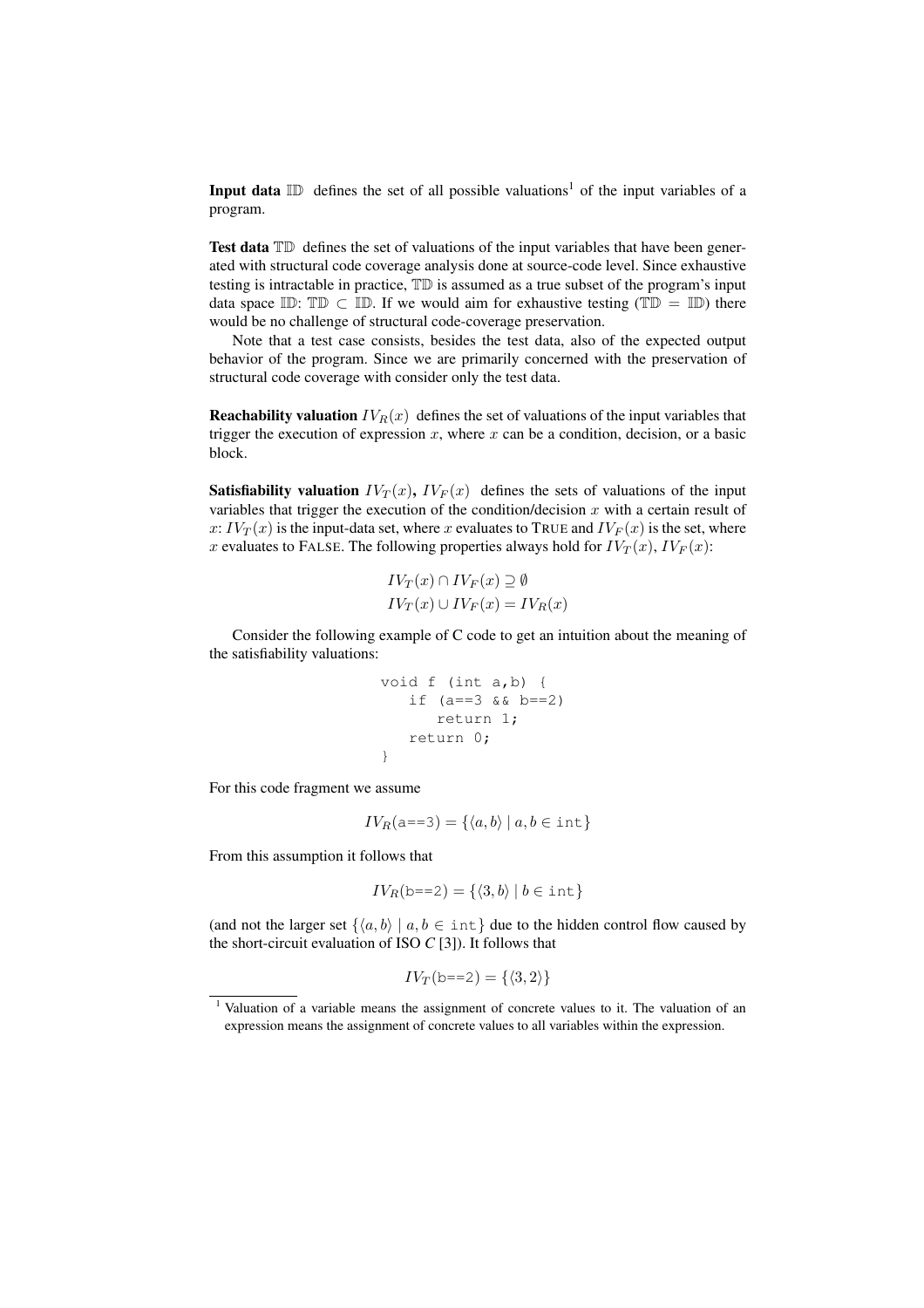**Input data** $\mathbb{ID}$ defines the set of all possible valuations[1] of the input variables of a program.

**Test data** $\mathbb{TD}$ defines the set of valuations of the input variables that have been generated with structural code coverage analysis done at source-code level. Since exhaustive testing is intractable in practice, $\mathbb{TD}$ is assumed as a true subset of the program's input data space $\mathbb{ID}$: $\mathbb{TD} \subset \mathbb{ID}$. If we would aim for exhaustive testing ($\mathbb{TD} = \mathbb{ID}$) there would be no challenge of structural code-coverage preservation.

Note that a test case consists, besides the test data, also of the expected output behavior of the program. Since we are primarily concerned with the preservation of structural code coverage with consider only the test data.

**Reachability valuation** $IV_R(x)$ defines the set of valuations of the input variables that trigger the execution of expression $x$, where $x$ can be a condition, decision, or a basic block.

**Satisfiability valuation** $IV_T(x)$**,** $IV_F(x)$ defines the sets of valuations of the input variables that trigger the execution of the condition/decision $x$ with a certain result of $x$: $IV_T(x)$ is the input-data set, where $x$ evaluates to TRUE and $IV_F(x)$ is the set, where $x$ evaluates to FALSE. The following properties always hold for $IV_T(x)$, $IV_F(x)$:

$$IV_T(x) \cap IV_F(x) \supseteq \emptyset$$
$$IV_T(x) \cup IV_F(x) = IV_R(x)$$

Consider the following example of C code to get an intuition about the meaning of the satisfiability valuations:

```
void f (int a,b) {
   if (a==3 && b==2)
      return 1;
   return 0;
}
```

For this code fragment we assume

$$IV_R(\texttt{a==3}) = \{\langle a, b\rangle \mid a, b \in \texttt{int}\}$$

From this assumption it follows that

$$IV_R(\texttt{b==2}) = \{\langle 3, b\rangle \mid b \in \texttt{int}\}$$

(and not the larger set $\{\langle a, b\rangle \mid a, b \in \texttt{int}\}$ due to the hidden control flow caused by the short-circuit evaluation of ISO *C* [3]). It follows that

$$IV_T(\texttt{b==2}) = \{\langle 3, 2\rangle\}$$

[1] Valuation of a variable means the assignment of concrete values to it. The valuation of an expression means the assignment of concrete values to all variables within the expression.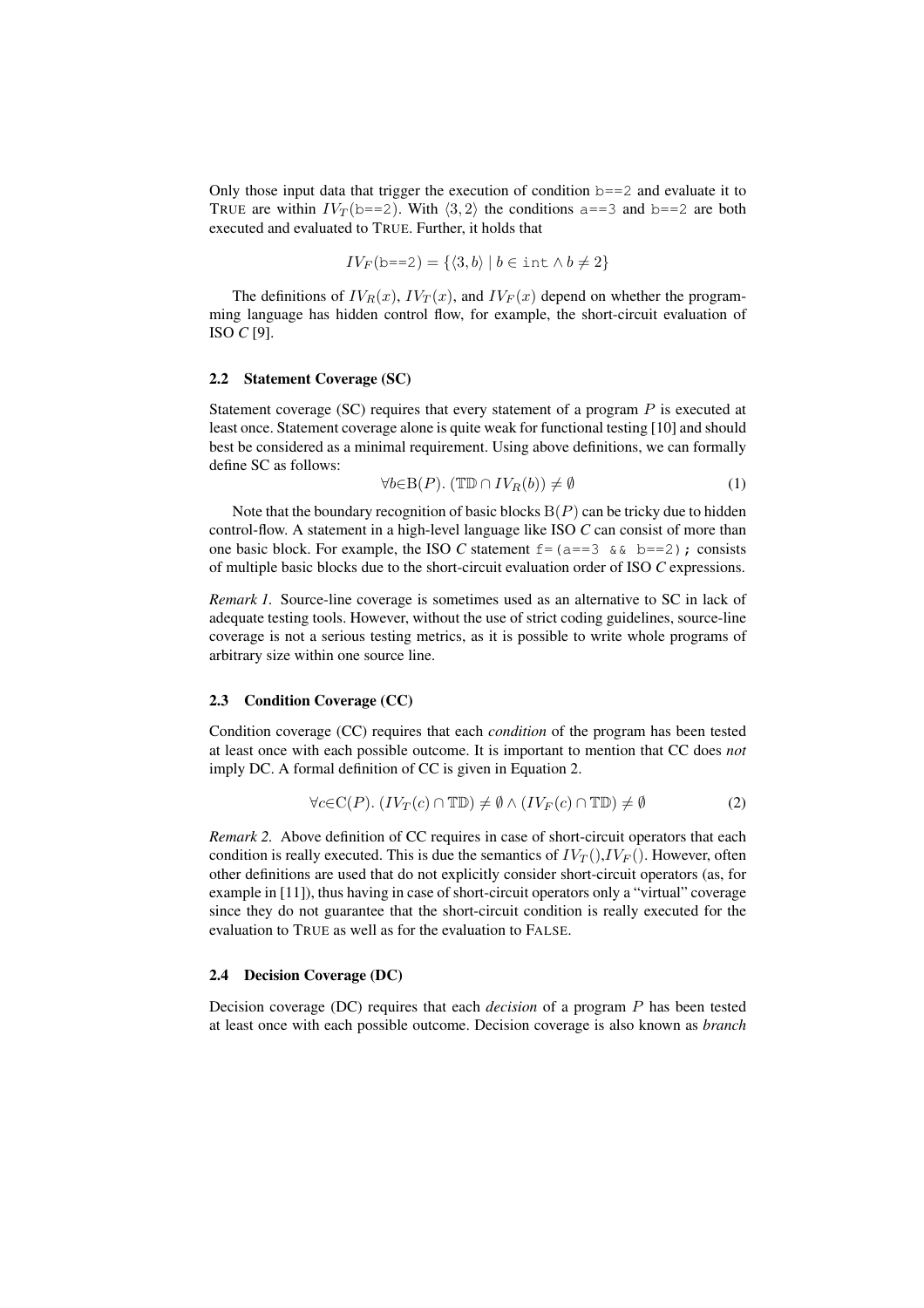Only those input data that trigger the execution of condition `b==2` and evaluate it to TRUE are within $IV_T(\texttt{b==2})$. With $\langle 3, 2\rangle$ the conditions `a==3` and `b==2` are both executed and evaluated to TRUE. Further, it holds that

$$IV_F(\texttt{b==2}) = \{\langle 3, b\rangle \mid b \in \texttt{int} \wedge b \neq 2\}$$

The definitions of $IV_R(x)$, $IV_T(x)$, and $IV_F(x)$ depend on whether the programming language has hidden control flow, for example, the short-circuit evaluation of ISO *C* [9].

### 2.2 Statement Coverage (SC)

Statement coverage (SC) requires that every statement of a program $P$ is executed at least once. Statement coverage alone is quite weak for functional testing [10] and should best be considered as a minimal requirement. Using above definitions, we can formally define SC as follows:

$$\forall b \in \mathrm{B}(P).\ (\mathbb{TD} \cap IV_R(b)) \neq \emptyset \tag{1}$$

Note that the boundary recognition of basic blocks $\mathrm{B}(P)$ can be tricky due to hidden control-flow. A statement in a high-level language like ISO *C* can consist of more than one basic block. For example, the ISO *C* statement `f=(a==3 && b==2);` consists of multiple basic blocks due to the short-circuit evaluation order of ISO *C* expressions.

*Remark 1.* Source-line coverage is sometimes used as an alternative to SC in lack of adequate testing tools. However, without the use of strict coding guidelines, source-line coverage is not a serious testing metrics, as it is possible to write whole programs of arbitrary size within one source line.

### 2.3 Condition Coverage (CC)

Condition coverage (CC) requires that each *condition* of the program has been tested at least once with each possible outcome. It is important to mention that CC does *not* imply DC. A formal definition of CC is given in Equation 2.

$$\forall c \in \mathrm{C}(P).\ (IV_T(c) \cap \mathbb{TD}) \neq \emptyset \wedge (IV_F(c) \cap \mathbb{TD}) \neq \emptyset \tag{2}$$

*Remark 2.* Above definition of CC requires in case of short-circuit operators that each condition is really executed. This is due the semantics of $IV_T()$,$IV_F()$. However, often other definitions are used that do not explicitly consider short-circuit operators (as, for example in [11]), thus having in case of short-circuit operators only a "virtual" coverage since they do not guarantee that the short-circuit condition is really executed for the evaluation to TRUE as well as for the evaluation to FALSE.

### 2.4 Decision Coverage (DC)

Decision coverage (DC) requires that each *decision* of a program $P$ has been tested at least once with each possible outcome. Decision coverage is also known as *branch*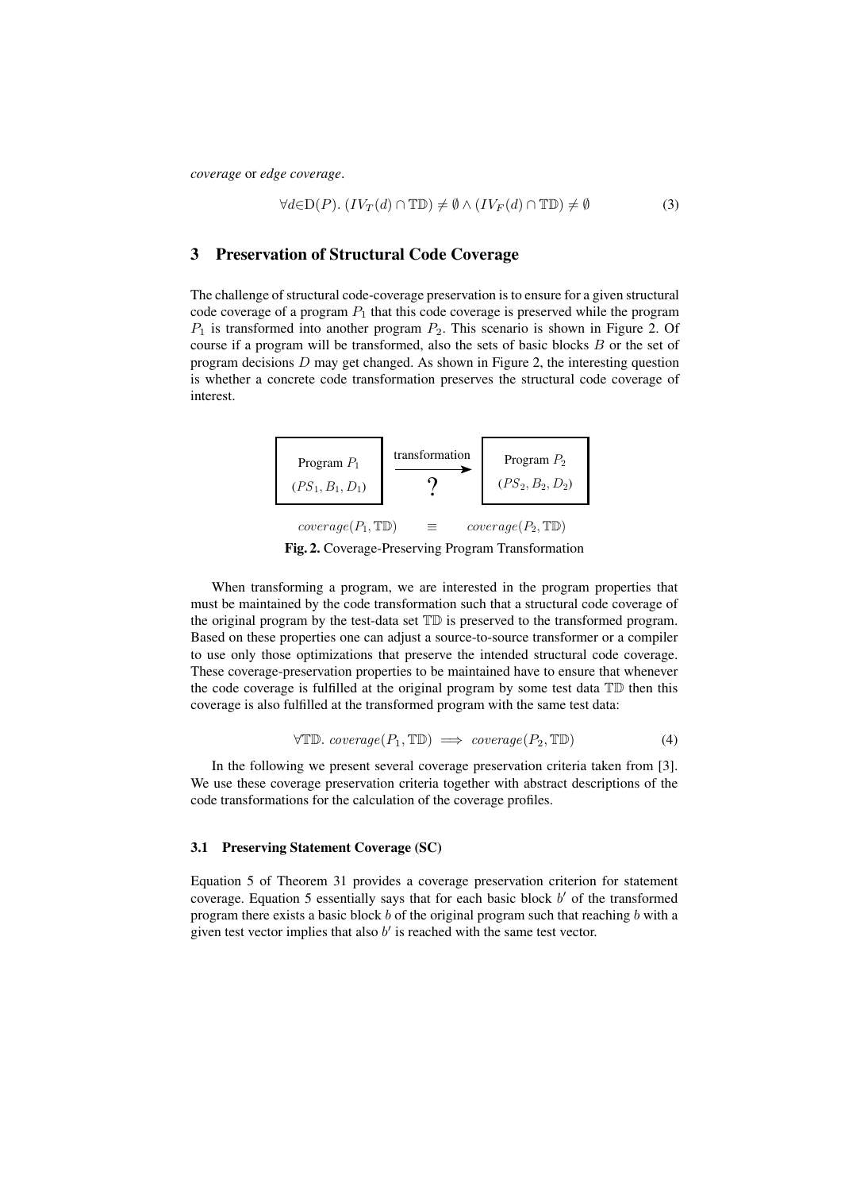*coverage* or *edge coverage*.

$$\forall d \in \mathrm{D}(P).\ (IV_T(d) \cap \mathbb{TD}) \neq \emptyset \wedge (IV_F(d) \cap \mathbb{TD}) \neq \emptyset \tag{3}$$

## 3 Preservation of Structural Code Coverage

The challenge of structural code-coverage preservation is to ensure for a given structural code coverage of a program $P_1$ that this code coverage is preserved while the program $P_1$ is transformed into another program $P_2$. This scenario is shown in Figure 2. Of course if a program will be transformed, also the sets of basic blocks $B$ or the set of program decisions $D$ may get changed. As shown in Figure 2, the interesting question is whether a concrete code transformation preserves the structural code coverage of interest.

Program $P_1$ $(PS_1, B_1, D_1)$ —transformation ?→ Program $P_2$ $(PS_2, B_2, D_2)$

$coverage(P_1, \mathbb{TD}) \quad \equiv \quad coverage(P_2, \mathbb{TD})$

**Fig. 2.** Coverage-Preserving Program Transformation

When transforming a program, we are interested in the program properties that must be maintained by the code transformation such that a structural code coverage of the original program by the test-data set $\mathbb{TD}$ is preserved to the transformed program. Based on these properties one can adjust a source-to-source transformer or a compiler to use only those optimizations that preserve the intended structural code coverage. These coverage-preservation properties to be maintained have to ensure that whenever the code coverage is fulfilled at the original program by some test data $\mathbb{TD}$ then this coverage is also fulfilled at the transformed program with the same test data:

$$\forall \mathbb{TD}.\ coverage(P_1, \mathbb{TD}) \implies coverage(P_2, \mathbb{TD}) \tag{4}$$

In the following we present several coverage preservation criteria taken from [3]. We use these coverage preservation criteria together with abstract descriptions of the code transformations for the calculation of the coverage profiles.

### 3.1 Preserving Statement Coverage (SC)

Equation 5 of Theorem 31 provides a coverage preservation criterion for statement coverage. Equation 5 essentially says that for each basic block $b'$ of the transformed program there exists a basic block $b$ of the original program such that reaching $b$ with a given test vector implies that also $b'$ is reached with the same test vector.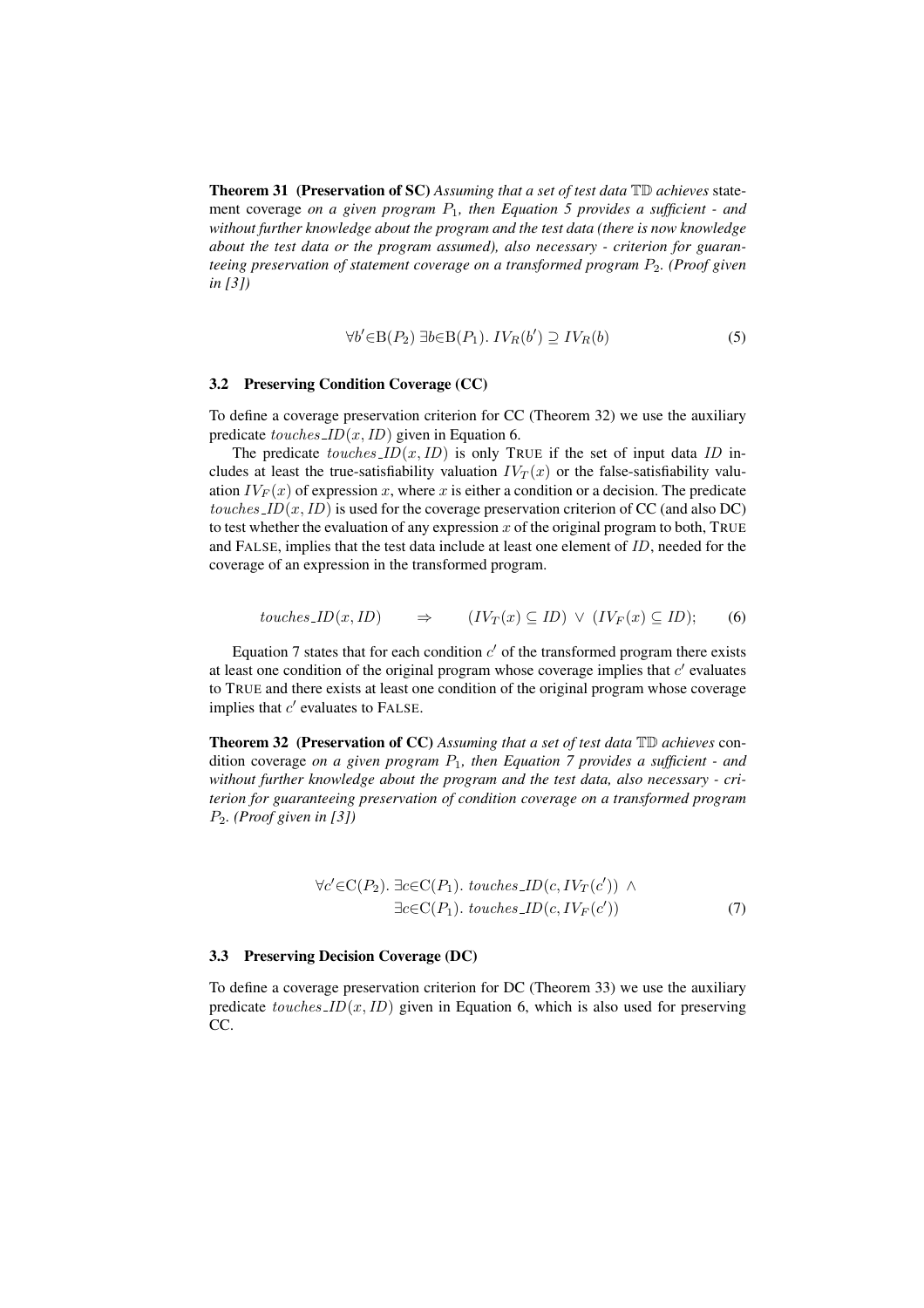**Theorem 31 (Preservation of SC)** *Assuming that a set of test data* $\mathbb{TD}$ *achieves* statement coverage *on a given program* $P_1$*, then Equation 5 provides a sufficient - and without further knowledge about the program and the test data (there is now knowledge about the test data or the program assumed), also necessary - criterion for guaranteeing preservation of statement coverage on a transformed program* $P_2$*. (Proof given in [3])*

$$\forall b' \in \mathrm{B}(P_2)\ \exists b \in \mathrm{B}(P_1).\ IV_R(b') \supseteq IV_R(b) \tag{5}$$

### 3.2 Preserving Condition Coverage (CC)

To define a coverage preservation criterion for CC (Theorem 32) we use the auxiliary predicate $touches\_ID(x, ID)$ given in Equation 6.

The predicate $touches\_ID(x, ID)$ is only TRUE if the set of input data $ID$ includes at least the true-satisfiability valuation $IV_T(x)$ or the false-satisfiability valuation $IV_F(x)$ of expression $x$, where $x$ is either a condition or a decision. The predicate $touches\_ID(x, ID)$ is used for the coverage preservation criterion of CC (and also DC) to test whether the evaluation of any expression $x$ of the original program to both, TRUE and FALSE, implies that the test data include at least one element of $ID$, needed for the coverage of an expression in the transformed program.

$$touches\_ID(x, ID) \quad \Rightarrow \quad (IV_T(x) \subseteq ID)\ \lor\ (IV_F(x) \subseteq ID); \tag{6}$$

Equation 7 states that for each condition $c'$ of the transformed program there exists at least one condition of the original program whose coverage implies that $c'$ evaluates to TRUE and there exists at least one condition of the original program whose coverage implies that $c'$ evaluates to FALSE.

**Theorem 32 (Preservation of CC)** *Assuming that a set of test data* $\mathbb{TD}$ *achieves* condition coverage *on a given program* $P_1$*, then Equation 7 provides a sufficient - and without further knowledge about the program and the test data, also necessary - criterion for guaranteeing preservation of condition coverage on a transformed program* $P_2$*. (Proof given in [3])*

$$\begin{aligned} \forall c' \in \mathrm{C}(P_2).\ \exists c \in \mathrm{C}(P_1).\ touches\_ID(c, IV_T(c'))\ \land \\ \exists c \in \mathrm{C}(P_1).\ touches\_ID(c, IV_F(c')) \end{aligned} \tag{7}$$

### 3.3 Preserving Decision Coverage (DC)

To define a coverage preservation criterion for DC (Theorem 33) we use the auxiliary predicate $touches\_ID(x, ID)$ given in Equation 6, which is also used for preserving CC.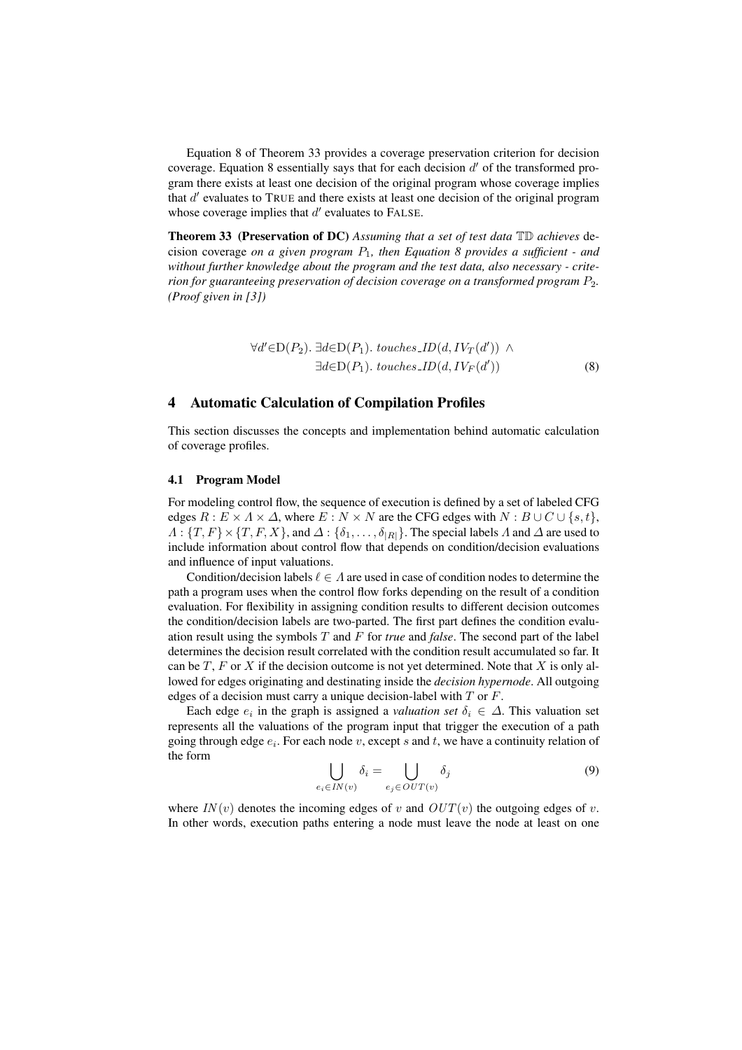Equation 8 of Theorem 33 provides a coverage preservation criterion for decision coverage. Equation 8 essentially says that for each decision $d'$ of the transformed program there exists at least one decision of the original program whose coverage implies that $d'$ evaluates to TRUE and there exists at least one decision of the original program whose coverage implies that $d'$ evaluates to FALSE.

**Theorem 33 (Preservation of DC)** *Assuming that a set of test data* $\mathbb{TD}$ *achieves* decision coverage *on a given program* $P_1$*, then Equation 8 provides a sufficient - and without further knowledge about the program and the test data, also necessary - criterion for guaranteeing preservation of decision coverage on a transformed program* $P_2$*. (Proof given in [3])*

$$\forall d' \in \mathrm{D}(P_2).\ \exists d \in \mathrm{D}(P_1).\ touches\_ID(d, IV_T(d')) \ \wedge \\ \exists d \in \mathrm{D}(P_1).\ touches\_ID(d, IV_F(d')) \tag{8}$$

## 4 Automatic Calculation of Compilation Profiles

This section discusses the concepts and implementation behind automatic calculation of coverage profiles.

### 4.1 Program Model

For modeling control flow, the sequence of execution is defined by a set of labeled CFG edges $R : E \times \Lambda \times \Delta$, where $E : N \times N$ are the CFG edges with $N : B \cup C \cup \{s, t\}$, $\Lambda : \{T, F\} \times \{T, F, X\}$, and $\Delta : \{\delta_1, \ldots, \delta_{|R|}\}$. The special labels $\Lambda$ and $\Delta$ are used to include information about control flow that depends on condition/decision evaluations and influence of input valuations.

Condition/decision labels $\ell \in \Lambda$ are used in case of condition nodes to determine the path a program uses when the control flow forks depending on the result of a condition evaluation. For flexibility in assigning condition results to different decision outcomes the condition/decision labels are two-parted. The first part defines the condition evaluation result using the symbols $T$ and $F$ for *true* and *false*. The second part of the label determines the decision result correlated with the condition result accumulated so far. It can be $T$, $F$ or $X$ if the decision outcome is not yet determined. Note that $X$ is only allowed for edges originating and destinating inside the *decision hypernode*. All outgoing edges of a decision must carry a unique decision-label with $T$ or $F$.

Each edge $e_i$ in the graph is assigned a *valuation set* $\delta_i \in \Delta$. This valuation set represents all the valuations of the program input that trigger the execution of a path going through edge $e_i$. For each node $v$, except $s$ and $t$, we have a continuity relation of the form

$$\bigcup_{e_i \in IN(v)} \delta_i = \bigcup_{e_j \in OUT(v)} \delta_j \tag{9}$$

where $IN(v)$ denotes the incoming edges of $v$ and $OUT(v)$ the outgoing edges of $v$. In other words, execution paths entering a node must leave the node at least on one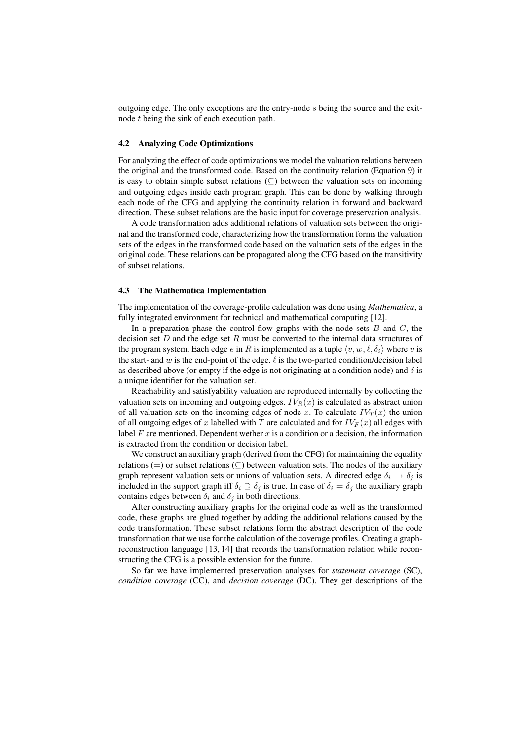outgoing edge. The only exceptions are the entry-node $s$ being the source and the exit-node $t$ being the sink of each execution path.

### 4.2 Analyzing Code Optimizations

For analyzing the effect of code optimizations we model the valuation relations between the original and the transformed code. Based on the continuity relation (Equation 9) it is easy to obtain simple subset relations ($\subseteq$) between the valuation sets on incoming and outgoing edges inside each program graph. This can be done by walking through each node of the CFG and applying the continuity relation in forward and backward direction. These subset relations are the basic input for coverage preservation analysis.

A code transformation adds additional relations of valuation sets between the original and the transformed code, characterizing how the transformation forms the valuation sets of the edges in the transformed code based on the valuation sets of the edges in the original code. These relations can be propagated along the CFG based on the transitivity of subset relations.

### 4.3 The Mathematica Implementation

The implementation of the coverage-profile calculation was done using *Mathematica*, a fully integrated environment for technical and mathematical computing [12].

In a preparation-phase the control-flow graphs with the node sets $B$ and $C$, the decision set $D$ and the edge set $R$ must be converted to the internal data structures of the program system. Each edge $e$ in $R$ is implemented as a tuple $\langle v, w, \ell, \delta_i \rangle$ where $v$ is the start- and $w$ is the end-point of the edge. $\ell$ is the two-parted condition/decision label as described above (or empty if the edge is not originating at a condition node) and $\delta$ is a unique identifier for the valuation set.

Reachability and satisfyability valuation are reproduced internally by collecting the valuation sets on incoming and outgoing edges. $IV_R(x)$ is calculated as abstract union of all valuation sets on the incoming edges of node $x$. To calculate $IV_T(x)$ the union of all outgoing edges of $x$ labelled with $T$ are calculated and for $IV_F(x)$ all edges with label $F$ are mentioned. Dependent wether $x$ is a condition or a decision, the information is extracted from the condition or decision label.

We construct an auxiliary graph (derived from the CFG) for maintaining the equality relations ($=$) or subset relations ($\subseteq$) between valuation sets. The nodes of the auxiliary graph represent valuation sets or unions of valuation sets. A directed edge $\delta_i \rightarrow \delta_j$ is included in the support graph iff $\delta_i \supseteq \delta_j$ is true. In case of $\delta_i = \delta_j$ the auxiliary graph contains edges between $\delta_i$ and $\delta_j$ in both directions.

After constructing auxiliary graphs for the original code as well as the transformed code, these graphs are glued together by adding the additional relations caused by the code transformation. These subset relations form the abstract description of the code transformation that we use for the calculation of the coverage profiles. Creating a graph-reconstruction language [13, 14] that records the transformation relation while reconstructing the CFG is a possible extension for the future.

So far we have implemented preservation analyses for *statement coverage* (SC), *condition coverage* (CC), and *decision coverage* (DC). They get descriptions of the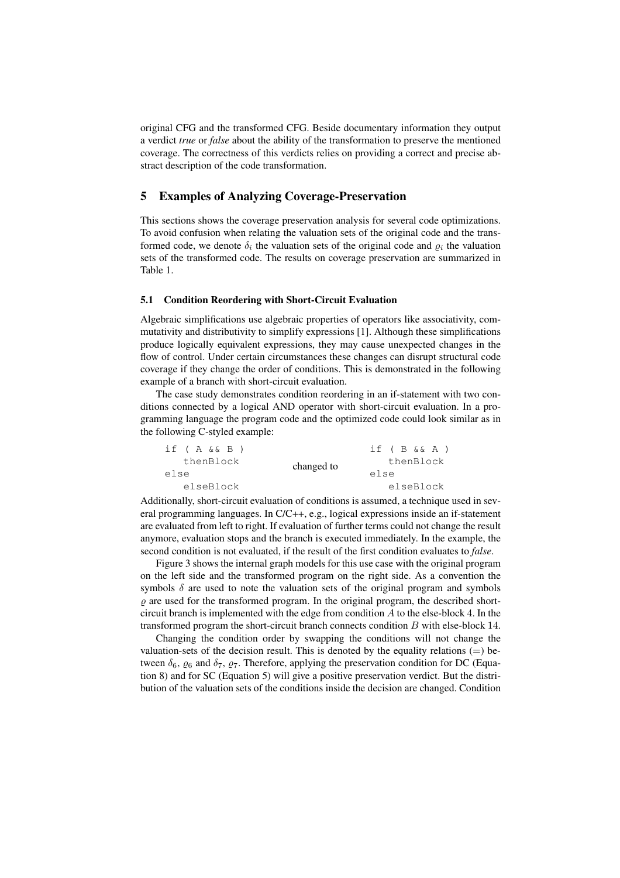original CFG and the transformed CFG. Beside documentary information they output a verdict *true* or *false* about the ability of the transformation to preserve the mentioned coverage. The correctness of this verdicts relies on providing a correct and precise abstract description of the code transformation.

## 5 Examples of Analyzing Coverage-Preservation

This sections shows the coverage preservation analysis for several code optimizations. To avoid confusion when relating the valuation sets of the original code and the transformed code, we denote $\delta_i$ the valuation sets of the original code and $\varrho_i$ the valuation sets of the transformed code. The results on coverage preservation are summarized in Table 1.

### 5.1 Condition Reordering with Short-Circuit Evaluation

Algebraic simplifications use algebraic properties of operators like associativity, commutativity and distributivity to simplify expressions [1]. Although these simplifications produce logically equivalent expressions, they may cause unexpected changes in the flow of control. Under certain circumstances these changes can disrupt structural code coverage if they change the order of conditions. This is demonstrated in the following example of a branch with short-circuit evaluation.

The case study demonstrates condition reordering in an if-statement with two conditions connected by a logical AND operator with short-circuit evaluation. In a programming language the program code and the optimized code could look similar as in the following C-styled example:

```
if ( A && B )                      if ( B && A )
   thenBlock        changed to        thenBlock
else                               else
   elseBlock                          elseBlock
```

Additionally, short-circuit evaluation of conditions is assumed, a technique used in several programming languages. In C/C++, e.g., logical expressions inside an if-statement are evaluated from left to right. If evaluation of further terms could not change the result anymore, evaluation stops and the branch is executed immediately. In the example, the second condition is not evaluated, if the result of the first condition evaluates to *false*.

Figure 3 shows the internal graph models for this use case with the original program on the left side and the transformed program on the right side. As a convention the symbols $\delta$ are used to note the valuation sets of the original program and symbols $\varrho$ are used for the transformed program. In the original program, the described short-circuit branch is implemented with the edge from condition $A$ to the else-block 4. In the transformed program the short-circuit branch connects condition $B$ with else-block 14.

Changing the condition order by swapping the conditions will not change the valuation-sets of the decision result. This is denoted by the equality relations ($=$) between $\delta_6$, $\varrho_6$ and $\delta_7$, $\varrho_7$. Therefore, applying the preservation condition for DC (Equation 8) and for SC (Equation 5) will give a positive preservation verdict. But the distribution of the valuation sets of the conditions inside the decision are changed. Condition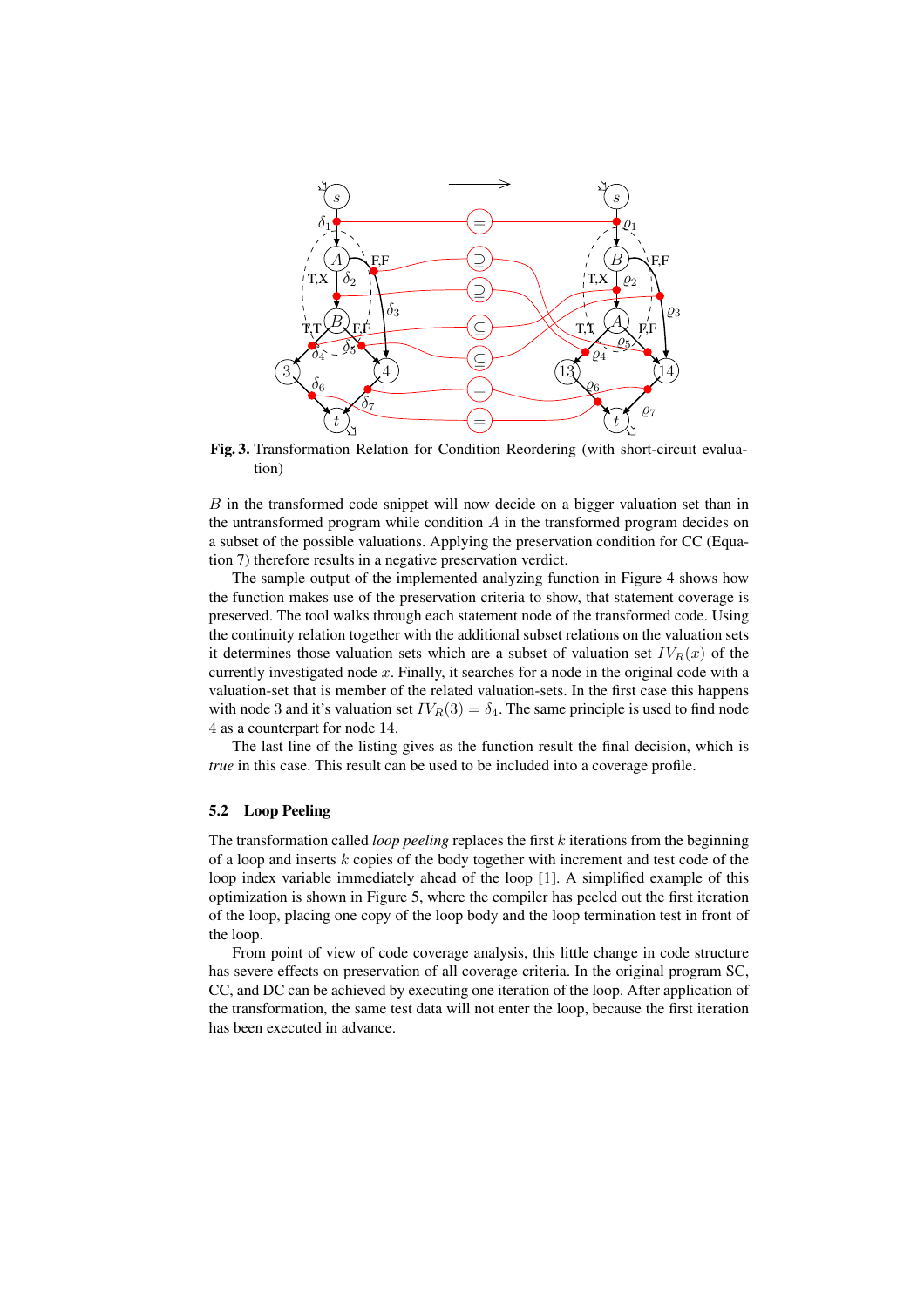**Fig. 3.** Transformation Relation for Condition Reordering (with short-circuit evaluation)

$B$ in the transformed code snippet will now decide on a bigger valuation set than in the untransformed program while condition $A$ in the transformed program decides on a subset of the possible valuations. Applying the preservation condition for CC (Equation 7) therefore results in a negative preservation verdict.

The sample output of the implemented analyzing function in Figure 4 shows how the function makes use of the preservation criteria to show, that statement coverage is preserved. The tool walks through each statement node of the transformed code. Using the continuity relation together with the additional subset relations on the valuation sets it determines those valuation sets which are a subset of valuation set $IV_R(x)$ of the currently investigated node $x$. Finally, it searches for a node in the original code with a valuation-set that is member of the related valuation-sets. In the first case this happens with node 3 and it's valuation set $IV_R(3) = \delta_4$. The same principle is used to find node 4 as a counterpart for node 14.

The last line of the listing gives as the function result the final decision, which is *true* in this case. This result can be used to be included into a coverage profile.

### 5.2 Loop Peeling

The transformation called *loop peeling* replaces the first $k$ iterations from the beginning of a loop and inserts $k$ copies of the body together with increment and test code of the loop index variable immediately ahead of the loop [1]. A simplified example of this optimization is shown in Figure 5, where the compiler has peeled out the first iteration of the loop, placing one copy of the loop body and the loop termination test in front of the loop.

From point of view of code coverage analysis, this little change in code structure has severe effects on preservation of all coverage criteria. In the original program SC, CC, and DC can be achieved by executing one iteration of the loop. After application of the transformation, the same test data will not enter the loop, because the first iteration has been executed in advance.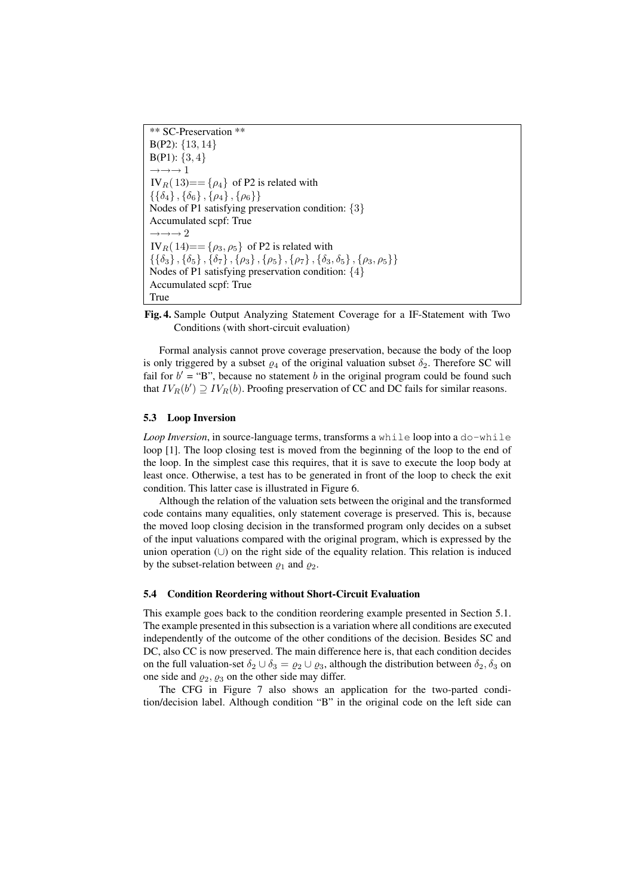```
** SC-Preservation **
B(P2): {13, 14}
B(P1): {3, 4}
→→→ 1
IV_R(13)== {ρ4} of P2 is related with
{{δ4}, {δ6}, {ρ4}, {ρ6}}
Nodes of P1 satisfying preservation condition: {3}
Accumulated scpf: True
→→→ 2
IV_R(14)== {ρ3, ρ5} of P2 is related with
{{δ3}, {δ5}, {δ7}, {ρ3}, {ρ5}, {ρ7}, {δ3, δ5}, {ρ3, ρ5}}
Nodes of P1 satisfying preservation condition: {4}
Accumulated scpf: True
True
```

**Fig. 4.** Sample Output Analyzing Statement Coverage for a IF-Statement with Two Conditions (with short-circuit evaluation)

Formal analysis cannot prove coverage preservation, because the body of the loop is only triggered by a subset $\varrho_4$ of the original valuation subset $\delta_2$. Therefore SC will fail for $b'$ = "B", because no statement $b$ in the original program could be found such that $IV_R(b') \supseteq IV_R(b)$. Proofing preservation of CC and DC fails for similar reasons.

### 5.3 Loop Inversion

*Loop Inversion*, in source-language terms, transforms a `while` loop into a `do-while` loop [1]. The loop closing test is moved from the beginning of the loop to the end of the loop. In the simplest case this requires, that it is save to execute the loop body at least once. Otherwise, a test has to be generated in front of the loop to check the exit condition. This latter case is illustrated in Figure 6.

Although the relation of the valuation sets between the original and the transformed code contains many equalities, only statement coverage is preserved. This is, because the moved loop closing decision in the transformed program only decides on a subset of the input valuations compared with the original program, which is expressed by the union operation ($\cup$) on the right side of the equality relation. This relation is induced by the subset-relation between $\varrho_1$ and $\varrho_2$.

### 5.4 Condition Reordering without Short-Circuit Evaluation

This example goes back to the condition reordering example presented in Section 5.1. The example presented in this subsection is a variation where all conditions are executed independently of the outcome of the other conditions of the decision. Besides SC and DC, also CC is now preserved. The main difference here is, that each condition decides on the full valuation-set $\delta_2 \cup \delta_3 = \varrho_2 \cup \varrho_3$, although the distribution between $\delta_2, \delta_3$ on one side and $\varrho_2, \varrho_3$ on the other side may differ.

The CFG in Figure 7 also shows an application for the two-parted condition/decision label. Although condition "B" in the original code on the left side can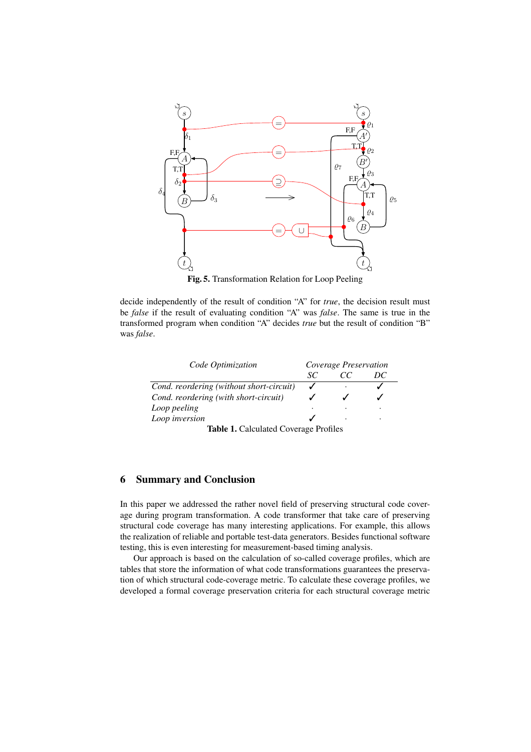Fig. 5. Transformation Relation for Loop Peeling

decide independently of the result of condition “A” for *true*, the decision result must be *false* if the result of evaluating condition “A” was *false*. The same is true in the transformed program when condition “A” decides *true* but the result of condition “B” was *false*.

| *Code Optimization* | *Coverage Preservation* | | |
|---|---|---|---|
| | *SC* | *CC* | *DC* |
| *Cond. reordering (without short-circuit)* | ✓ | · | ✓ |
| *Cond. reordering (with short-circuit)* | ✓ | ✓ | ✓ |
| *Loop peeling* | · | · | · |
| *Loop inversion* | ✓ | · | · |

**Table 1.** Calculated Coverage Profiles

## 6 Summary and Conclusion

In this paper we addressed the rather novel field of preserving structural code coverage during program transformation. A code transformer that take care of preserving structural code coverage has many interesting applications. For example, this allows the realization of reliable and portable test-data generators. Besides functional software testing, this is even interesting for measurement-based timing analysis.

Our approach is based on the calculation of so-called coverage profiles, which are tables that store the information of what code transformations guarantees the preservation of which structural code-coverage metric. To calculate these coverage profiles, we developed a formal coverage preservation criteria for each structural coverage metric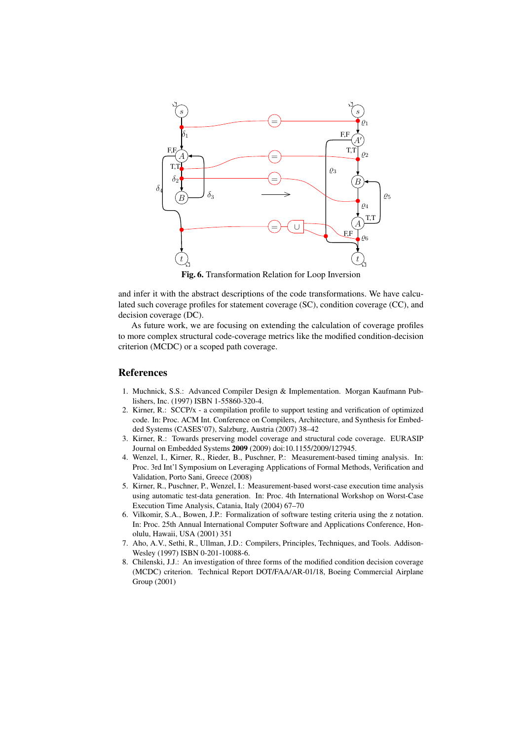Fig. 6. Transformation Relation for Loop Inversion

and infer it with the abstract descriptions of the code transformations. We have calculated such coverage profiles for statement coverage (SC), condition coverage (CC), and decision coverage (DC).

As future work, we are focusing on extending the calculation of coverage profiles to more complex structural code-coverage metrics like the modified condition-decision criterion (MCDC) or a scoped path coverage.

## References

1. Muchnick, S.S.: Advanced Compiler Design & Implementation. Morgan Kaufmann Publishers, Inc. (1997) ISBN 1-55860-320-4.
2. Kirner, R.: SCCP/x - a compilation profile to support testing and verification of optimized code. In: Proc. ACM Int. Conference on Compilers, Architecture, and Synthesis for Embedded Systems (CASES'07), Salzburg, Austria (2007) 38–42
3. Kirner, R.: Towards preserving model coverage and structural code coverage. EURASIP Journal on Embedded Systems **2009** (2009) doi:10.1155/2009/127945.
4. Wenzel, I., Kirner, R., Rieder, B., Puschner, P.: Measurement-based timing analysis. In: Proc. 3rd Int'l Symposium on Leveraging Applications of Formal Methods, Verification and Validation, Porto Sani, Greece (2008)
5. Kirner, R., Puschner, P., Wenzel, I.: Measurement-based worst-case execution time analysis using automatic test-data generation. In: Proc. 4th International Workshop on Worst-Case Execution Time Analysis, Catania, Italy (2004) 67–70
6. Vilkomir, S.A., Bowen, J.P.: Formalization of software testing criteria using the z notation. In: Proc. 25th Annual International Computer Software and Applications Conference, Honolulu, Hawaii, USA (2001) 351
7. Aho, A.V., Sethi, R., Ullman, J.D.: Compilers, Principles, Techniques, and Tools. Addison-Wesley (1997) ISBN 0-201-10088-6.
8. Chilenski, J.J.: An investigation of three forms of the modified condition decision coverage (MCDC) criterion. Technical Report DOT/FAA/AR-01/18, Boeing Commercial Airplane Group (2001)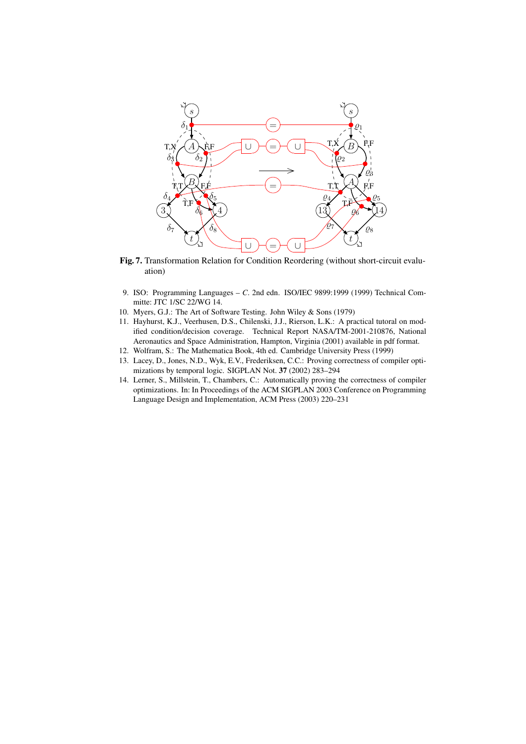s

δ1

ϱ1

T,X A F,F

T,X B F,F

δ3 δ2

ϱ2 ϱ3

T,T B F,F

T,T A F,F

δ4 T,F δ5

ϱ4 T,F ϱ5

3 δ6 4

13 ϱ6 14

δ7 δ8

ϱ7 ϱ8

t

t

∪ = ∪

=

∪ = ∪

=

**Fig. 7.** Transformation Relation for Condition Reordering (without short-circuit evaluation)

9. ISO: Programming Languages – *C*. 2nd edn. ISO/IEC 9899:1999 (1999) Technical Committe: JTC 1/SC 22/WG 14.
10. Myers, G.J.: The Art of Software Testing. John Wiley & Sons (1979)
11. Hayhurst, K.J., Veerhusen, D.S., Chilenski, J.J., Rierson, L.K.: A practical tutoral on modified condition/decision coverage. Technical Report NASA/TM-2001-210876, National Aeronautics and Space Administration, Hampton, Virginia (2001) available in pdf format.
12. Wolfram, S.: The Mathematica Book, 4th ed. Cambridge University Press (1999)
13. Lacey, D., Jones, N.D., Wyk, E.V., Frederiksen, C.C.: Proving correctness of compiler optimizations by temporal logic. SIGPLAN Not. **37** (2002) 283–294
14. Lerner, S., Millstein, T., Chambers, C.: Automatically proving the correctness of compiler optimizations. In: In Proceedings of the ACM SIGPLAN 2003 Conference on Programming Language Design and Implementation, ACM Press (2003) 220–231